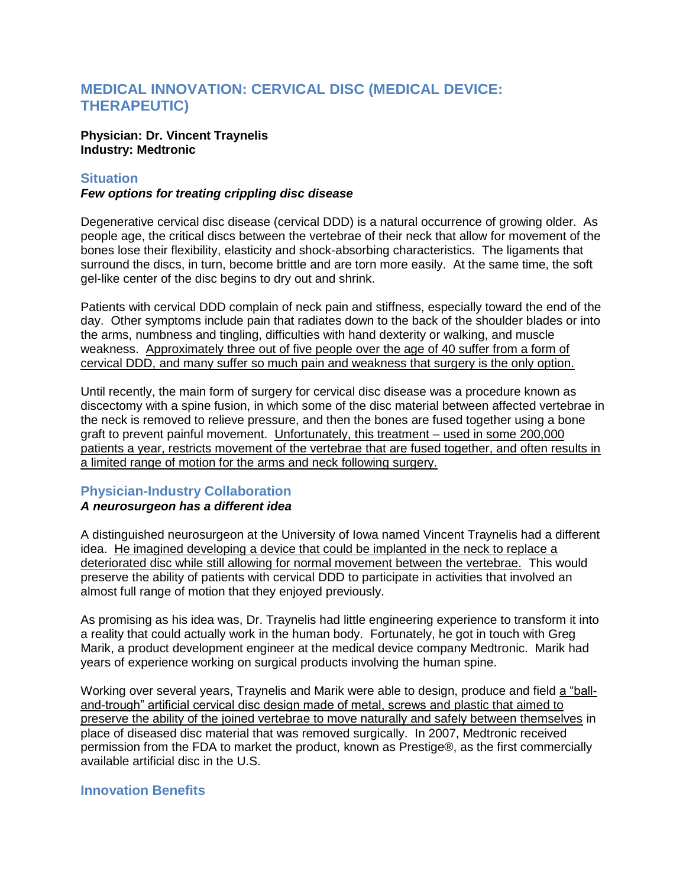# MEDICAL INNOVATION: CERVICAL DISC (MEDICAL DEVICE: THERAPEUTIC)

**Physician: Dr. Vincent Traynelis**
**Industry: Medtronic**

## Situation

***Few options for treating crippling disc disease***

Degenerative cervical disc disease (cervical DDD) is a natural occurrence of growing older. As people age, the critical discs between the vertebrae of their neck that allow for movement of the bones lose their flexibility, elasticity and shock-absorbing characteristics. The ligaments that surround the discs, in turn, become brittle and are torn more easily. At the same time, the soft gel-like center of the disc begins to dry out and shrink.

Patients with cervical DDD complain of neck pain and stiffness, especially toward the end of the day. Other symptoms include pain that radiates down to the back of the shoulder blades or into the arms, numbness and tingling, difficulties with hand dexterity or walking, and muscle weakness. <u>Approximately three out of five people over the age of 40 suffer from a form of cervical DDD, and many suffer so much pain and weakness that surgery is the only option.</u>

Until recently, the main form of surgery for cervical disc disease was a procedure known as discectomy with a spine fusion, in which some of the disc material between affected vertebrae in the neck is removed to relieve pressure, and then the bones are fused together using a bone graft to prevent painful movement. <u>Unfortunately, this treatment – used in some 200,000 patients a year, restricts movement of the vertebrae that are fused together, and often results in a limited range of motion for the arms and neck following surgery.</u>

## Physician-Industry Collaboration

***A neurosurgeon has a different idea***

A distinguished neurosurgeon at the University of Iowa named Vincent Traynelis had a different idea. <u>He imagined developing a device that could be implanted in the neck to replace a deteriorated disc while still allowing for normal movement between the vertebrae.</u> This would preserve the ability of patients with cervical DDD to participate in activities that involved an almost full range of motion that they enjoyed previously.

As promising as his idea was, Dr. Traynelis had little engineering experience to transform it into a reality that could actually work in the human body. Fortunately, he got in touch with Greg Marik, a product development engineer at the medical device company Medtronic. Marik had years of experience working on surgical products involving the human spine.

Working over several years, Traynelis and Marik were able to design, produce and field <u>a "ball-and-trough" artificial cervical disc design made of metal, screws and plastic that aimed to preserve the ability of the joined vertebrae to move naturally and safely between themselves</u> in place of diseased disc material that was removed surgically. In 2007, Medtronic received permission from the FDA to market the product, known as Prestige®, as the first commercially available artificial disc in the U.S.

## Innovation Benefits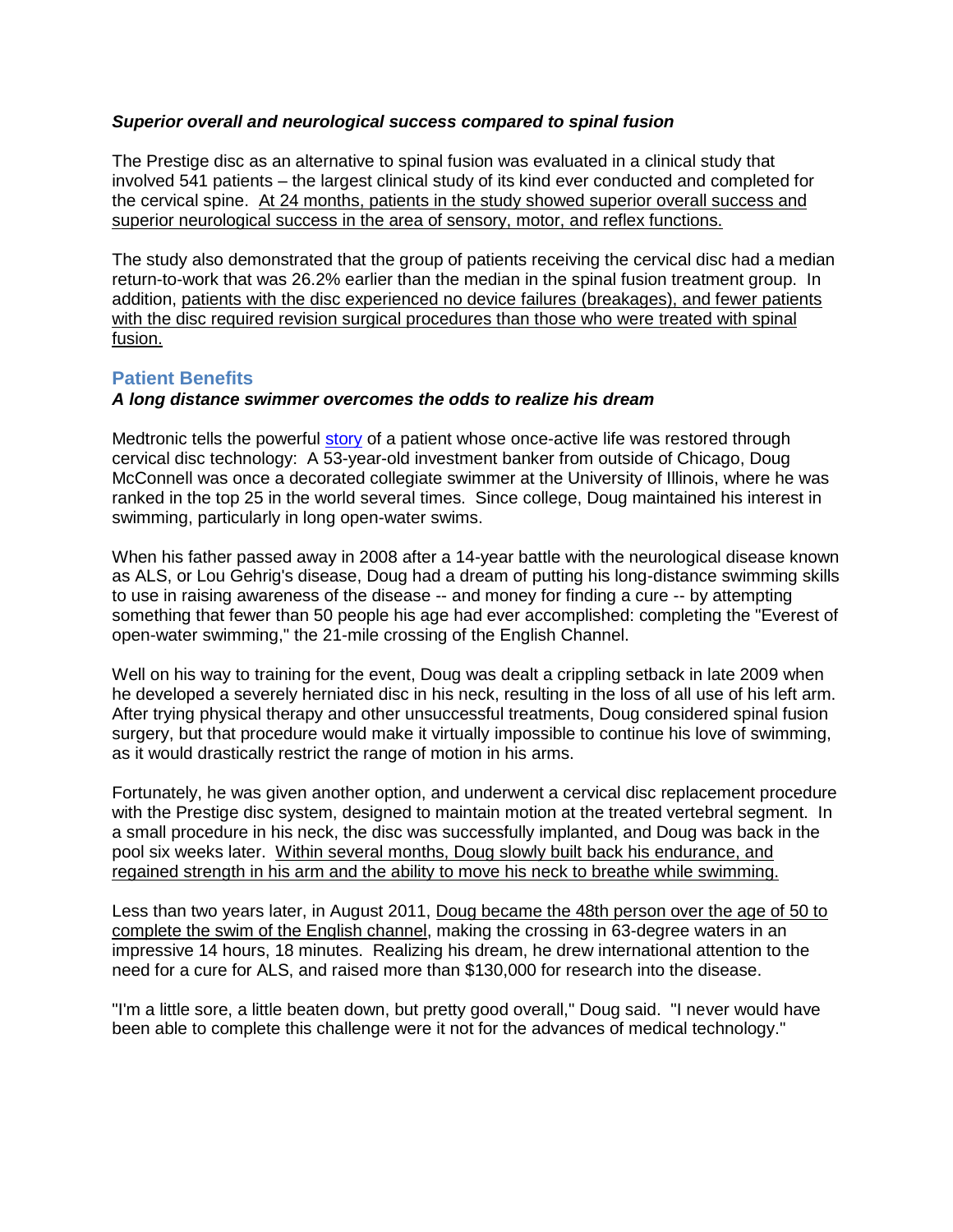***Superior overall and neurological success compared to spinal fusion***

The Prestige disc as an alternative to spinal fusion was evaluated in a clinical study that involved 541 patients – the largest clinical study of its kind ever conducted and completed for the cervical spine. <u>At 24 months, patients in the study showed superior overall success and superior neurological success in the area of sensory, motor, and reflex functions.</u>

The study also demonstrated that the group of patients receiving the cervical disc had a median return-to-work that was 26.2% earlier than the median in the spinal fusion treatment group. In addition, <u>patients with the disc experienced no device failures (breakages), and fewer patients with the disc required revision surgical procedures than those who were treated with spinal fusion.</u>

## Patient Benefits

***A long distance swimmer overcomes the odds to realize his dream***

Medtronic tells the powerful story of a patient whose once-active life was restored through cervical disc technology: A 53-year-old investment banker from outside of Chicago, Doug McConnell was once a decorated collegiate swimmer at the University of Illinois, where he was ranked in the top 25 in the world several times. Since college, Doug maintained his interest in swimming, particularly in long open-water swims.

When his father passed away in 2008 after a 14-year battle with the neurological disease known as ALS, or Lou Gehrig's disease, Doug had a dream of putting his long-distance swimming skills to use in raising awareness of the disease -- and money for finding a cure -- by attempting something that fewer than 50 people his age had ever accomplished: completing the "Everest of open-water swimming," the 21-mile crossing of the English Channel.

Well on his way to training for the event, Doug was dealt a crippling setback in late 2009 when he developed a severely herniated disc in his neck, resulting in the loss of all use of his left arm. After trying physical therapy and other unsuccessful treatments, Doug considered spinal fusion surgery, but that procedure would make it virtually impossible to continue his love of swimming, as it would drastically restrict the range of motion in his arms.

Fortunately, he was given another option, and underwent a cervical disc replacement procedure with the Prestige disc system, designed to maintain motion at the treated vertebral segment. In a small procedure in his neck, the disc was successfully implanted, and Doug was back in the pool six weeks later. <u>Within several months, Doug slowly built back his endurance, and regained strength in his arm and the ability to move his neck to breathe while swimming.</u>

Less than two years later, in August 2011, <u>Doug became the 48th person over the age of 50 to complete the swim of the English channel</u>, making the crossing in 63-degree waters in an impressive 14 hours, 18 minutes. Realizing his dream, he drew international attention to the need for a cure for ALS, and raised more than $130,000 for research into the disease.

"I'm a little sore, a little beaten down, but pretty good overall," Doug said. "I never would have been able to complete this challenge were it not for the advances of medical technology."